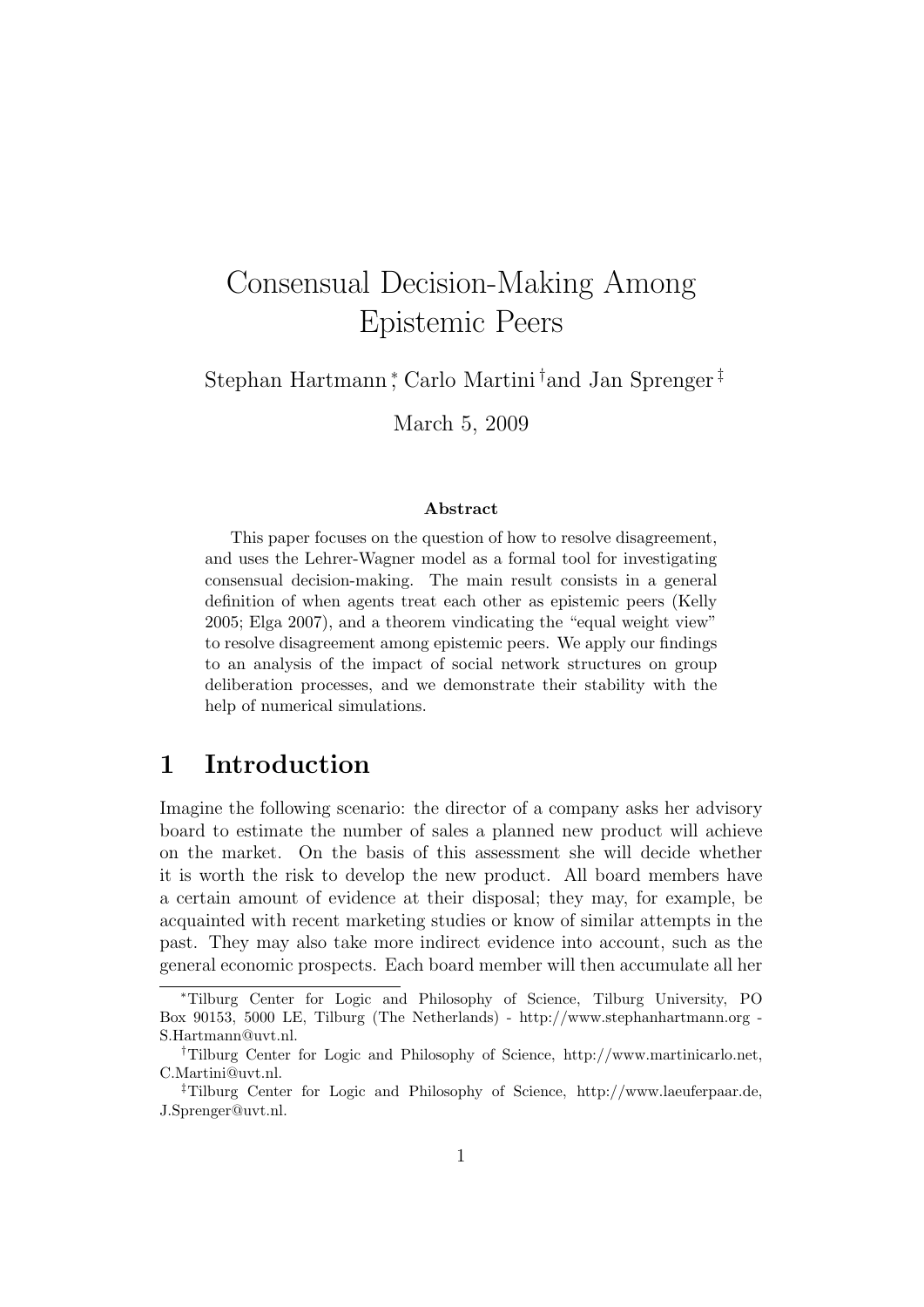# Consensual Decision-Making Among Epistemic Peers

Stephan Hartmann [*], Carlo Martini [†] and Jan Sprenger [‡]

March 5, 2009

### Abstract

This paper focuses on the question of how to resolve disagreement, and uses the Lehrer-Wagner model as a formal tool for investigating consensual decision-making. The main result consists in a general definition of when agents treat each other as epistemic peers (Kelly 2005; Elga 2007), and a theorem vindicating the "equal weight view" to resolve disagreement among epistemic peers. We apply our findings to an analysis of the impact of social network structures on group deliberation processes, and we demonstrate their stability with the help of numerical simulations.

## 1 Introduction

Imagine the following scenario: the director of a company asks her advisory board to estimate the number of sales a planned new product will achieve on the market. On the basis of this assessment she will decide whether it is worth the risk to develop the new product. All board members have a certain amount of evidence at their disposal; they may, for example, be acquainted with recent marketing studies or know of similar attempts in the past. They may also take more indirect evidence into account, such as the general economic prospects. Each board member will then accumulate all her

---

[*] Tilburg Center for Logic and Philosophy of Science, Tilburg University, PO Box 90153, 5000 LE, Tilburg (The Netherlands) - http://www.stephanhartmann.org - S.Hartmann@uvt.nl.

[†] Tilburg Center for Logic and Philosophy of Science, http://www.martinicarlo.net, C.Martini@uvt.nl.

[‡] Tilburg Center for Logic and Philosophy of Science, http://www.laeuferpaar.de, J.Sprenger@uvt.nl.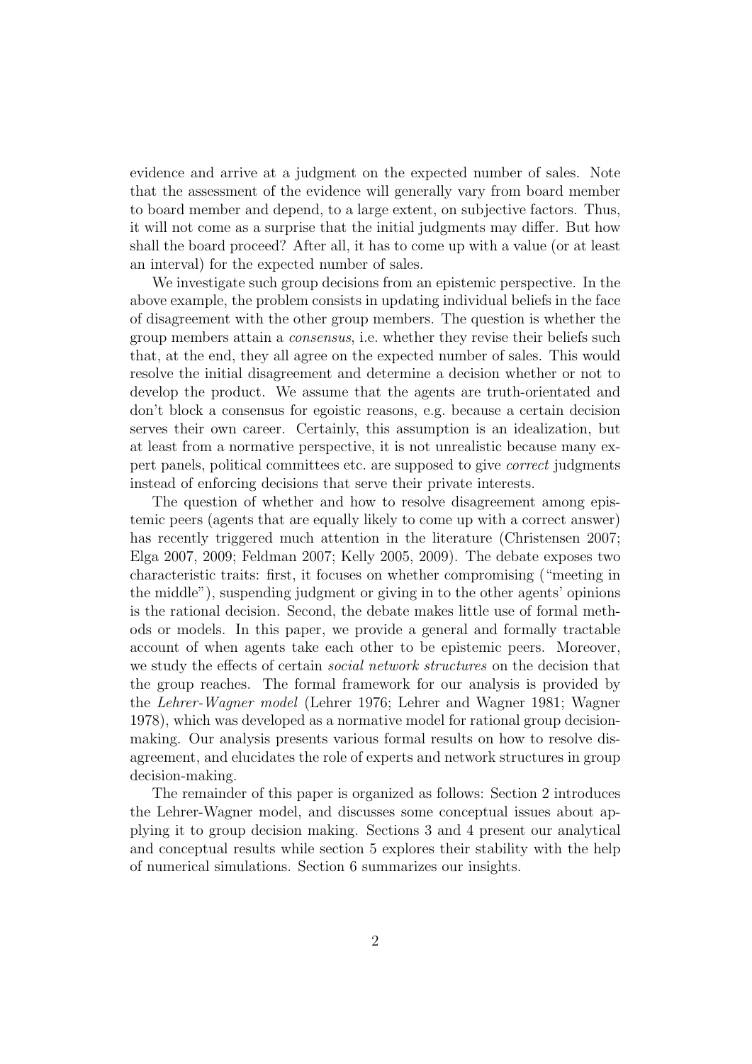evidence and arrive at a judgment on the expected number of sales. Note that the assessment of the evidence will generally vary from board member to board member and depend, to a large extent, on subjective factors. Thus, it will not come as a surprise that the initial judgments may differ. But how shall the board proceed? After all, it has to come up with a value (or at least an interval) for the expected number of sales.

We investigate such group decisions from an epistemic perspective. In the above example, the problem consists in updating individual beliefs in the face of disagreement with the other group members. The question is whether the group members attain a *consensus*, i.e. whether they revise their beliefs such that, at the end, they all agree on the expected number of sales. This would resolve the initial disagreement and determine a decision whether or not to develop the product. We assume that the agents are truth-orientated and don't block a consensus for egoistic reasons, e.g. because a certain decision serves their own career. Certainly, this assumption is an idealization, but at least from a normative perspective, it is not unrealistic because many expert panels, political committees etc. are supposed to give *correct* judgments instead of enforcing decisions that serve their private interests.

The question of whether and how to resolve disagreement among epistemic peers (agents that are equally likely to come up with a correct answer) has recently triggered much attention in the literature (Christensen 2007; Elga 2007, 2009; Feldman 2007; Kelly 2005, 2009). The debate exposes two characteristic traits: first, it focuses on whether compromising ("meeting in the middle"), suspending judgment or giving in to the other agents' opinions is the rational decision. Second, the debate makes little use of formal methods or models. In this paper, we provide a general and formally tractable account of when agents take each other to be epistemic peers. Moreover, we study the effects of certain *social network structures* on the decision that the group reaches. The formal framework for our analysis is provided by the *Lehrer-Wagner model* (Lehrer 1976; Lehrer and Wagner 1981; Wagner 1978), which was developed as a normative model for rational group decision-making. Our analysis presents various formal results on how to resolve disagreement, and elucidates the role of experts and network structures in group decision-making.

The remainder of this paper is organized as follows: Section 2 introduces the Lehrer-Wagner model, and discusses some conceptual issues about applying it to group decision making. Sections 3 and 4 present our analytical and conceptual results while section 5 explores their stability with the help of numerical simulations. Section 6 summarizes our insights.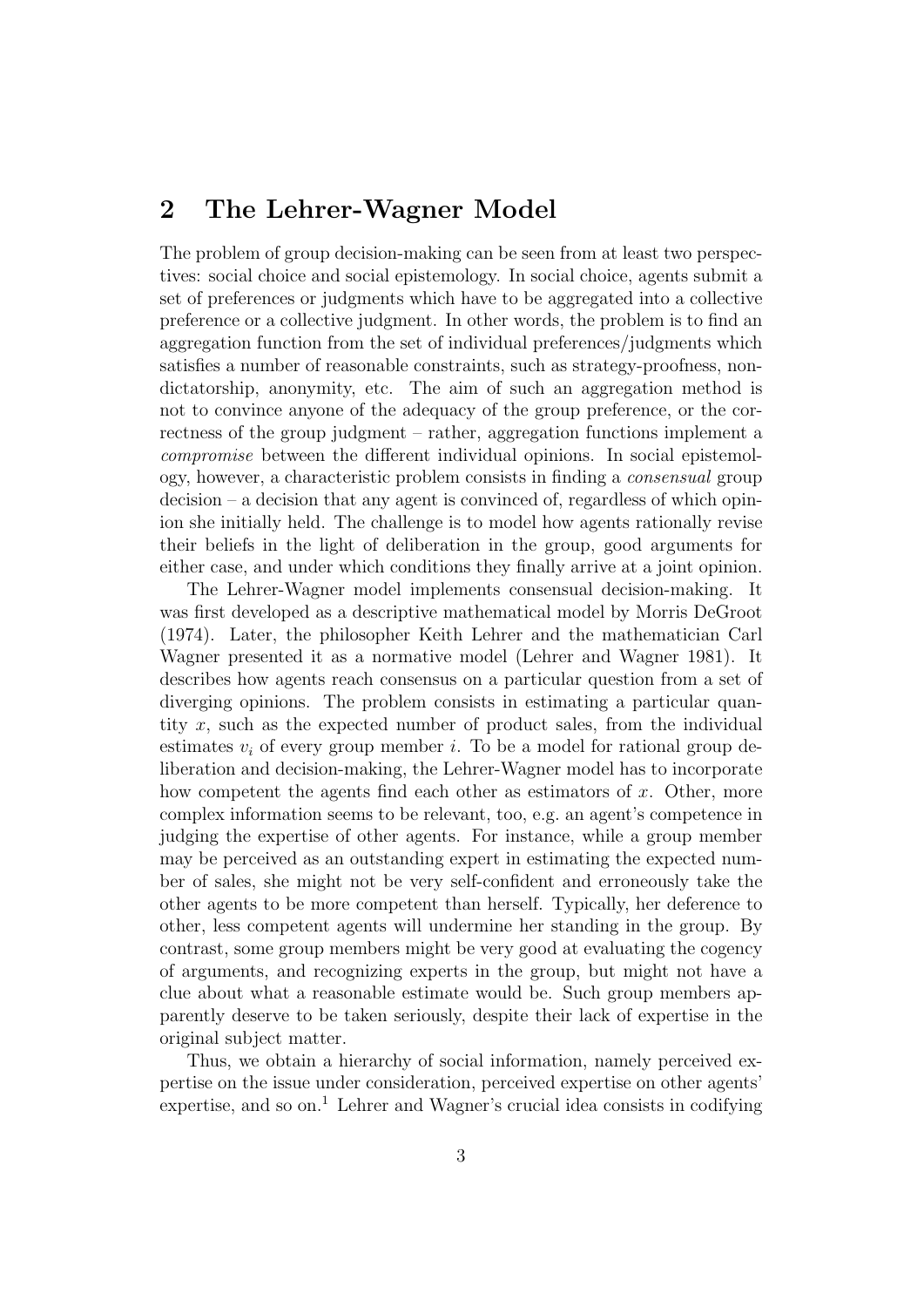## 2 The Lehrer-Wagner Model

The problem of group decision-making can be seen from at least two perspectives: social choice and social epistemology. In social choice, agents submit a set of preferences or judgments which have to be aggregated into a collective preference or a collective judgment. In other words, the problem is to find an aggregation function from the set of individual preferences/judgments which satisfies a number of reasonable constraints, such as strategy-proofness, non-dictatorship, anonymity, etc. The aim of such an aggregation method is not to convince anyone of the adequacy of the group preference, or the correctness of the group judgment – rather, aggregation functions implement a *compromise* between the different individual opinions. In social epistemology, however, a characteristic problem consists in finding a *consensual* group decision – a decision that any agent is convinced of, regardless of which opinion she initially held. The challenge is to model how agents rationally revise their beliefs in the light of deliberation in the group, good arguments for either case, and under which conditions they finally arrive at a joint opinion.

The Lehrer-Wagner model implements consensual decision-making. It was first developed as a descriptive mathematical model by Morris DeGroot (1974). Later, the philosopher Keith Lehrer and the mathematician Carl Wagner presented it as a normative model (Lehrer and Wagner 1981). It describes how agents reach consensus on a particular question from a set of diverging opinions. The problem consists in estimating a particular quantity $x$, such as the expected number of product sales, from the individual estimates $v_i$ of every group member $i$. To be a model for rational group deliberation and decision-making, the Lehrer-Wagner model has to incorporate how competent the agents find each other as estimators of $x$. Other, more complex information seems to be relevant, too, e.g. an agent's competence in judging the expertise of other agents. For instance, while a group member may be perceived as an outstanding expert in estimating the expected number of sales, she might not be very self-confident and erroneously take the other agents to be more competent than herself. Typically, her deference to other, less competent agents will undermine her standing in the group. By contrast, some group members might be very good at evaluating the cogency of arguments, and recognizing experts in the group, but might not have a clue about what a reasonable estimate would be. Such group members apparently deserve to be taken seriously, despite their lack of expertise in the original subject matter.

Thus, we obtain a hierarchy of social information, namely perceived expertise on the issue under consideration, perceived expertise on other agents' expertise, and so on.[1] Lehrer and Wagner's crucial idea consists in codifying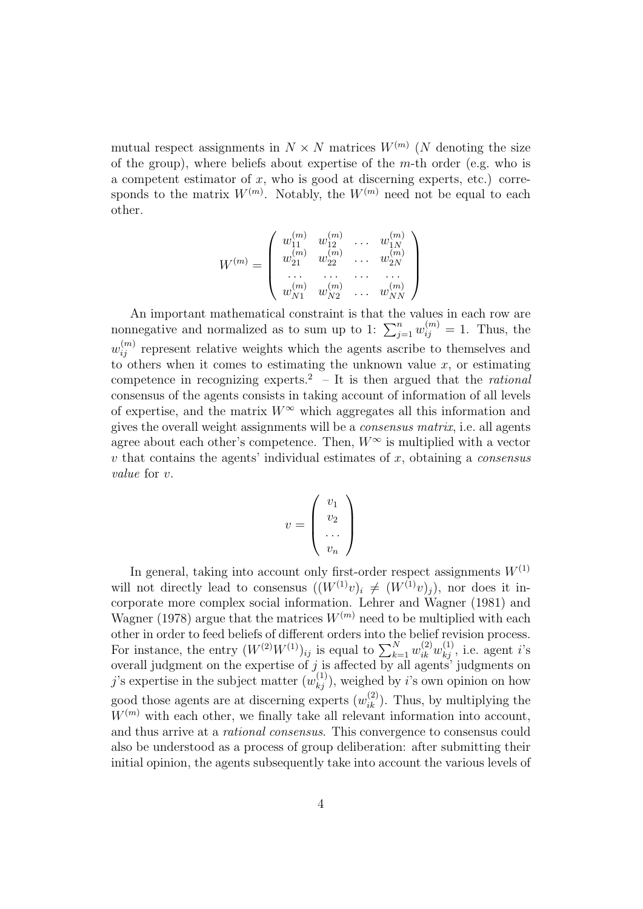mutual respect assignments in $N \times N$ matrices $W^{(m)}$ ($N$ denoting the size of the group), where beliefs about expertise of the $m$-th order (e.g. who is a competent estimator of $x$, who is good at discerning experts, etc.) corresponds to the matrix $W^{(m)}$. Notably, the $W^{(m)}$ need not be equal to each other.

$$W^{(m)} = \begin{pmatrix} w_{11}^{(m)} & w_{12}^{(m)} & \dots & w_{1N}^{(m)} \\ w_{21}^{(m)} & w_{22}^{(m)} & \dots & w_{2N}^{(m)} \\ \dots & \dots & \dots & \dots \\ w_{N1}^{(m)} & w_{N2}^{(m)} & \dots & w_{NN}^{(m)} \end{pmatrix}$$

An important mathematical constraint is that the values in each row are nonnegative and normalized as to sum up to 1: $\sum_{j=1}^{n} w_{ij}^{(m)} = 1$. Thus, the $w_{ij}^{(m)}$ represent relative weights which the agents ascribe to themselves and to others when it comes to estimating the unknown value $x$, or estimating competence in recognizing experts.[2] – It is then argued that the *rational* consensus of the agents consists in taking account of information of all levels of expertise, and the matrix $W^{\infty}$ which aggregates all this information and gives the overall weight assignments will be a *consensus matrix*, i.e. all agents agree about each other's competence. Then, $W^{\infty}$ is multiplied with a vector $v$ that contains the agents' individual estimates of $x$, obtaining a *consensus value* for $v$.

$$v = \begin{pmatrix} v_1 \\ v_2 \\ \dots \\ v_n \end{pmatrix}$$

In general, taking into account only first-order respect assignments $W^{(1)}$ will not directly lead to consensus ($(W^{(1)}v)_i \neq (W^{(1)}v)_j$), nor does it incorporate more complex social information. Lehrer and Wagner (1981) and Wagner (1978) argue that the matrices $W^{(m)}$ need to be multiplied with each other in order to feed beliefs of different orders into the belief revision process. For instance, the entry $(W^{(2)}W^{(1)})_{ij}$ is equal to $\sum_{k=1}^{N} w_{ik}^{(2)} w_{kj}^{(1)}$, i.e. agent $i$'s overall judgment on the expertise of $j$ is affected by all agents' judgments on $j$'s expertise in the subject matter ($w_{kj}^{(1)}$), weighed by $i$'s own opinion on how good those agents are at discerning experts ($w_{ik}^{(2)}$). Thus, by multiplying the $W^{(m)}$ with each other, we finally take all relevant information into account, and thus arrive at a *rational consensus*. This convergence to consensus could also be understood as a process of group deliberation: after submitting their initial opinion, the agents subsequently take into account the various levels of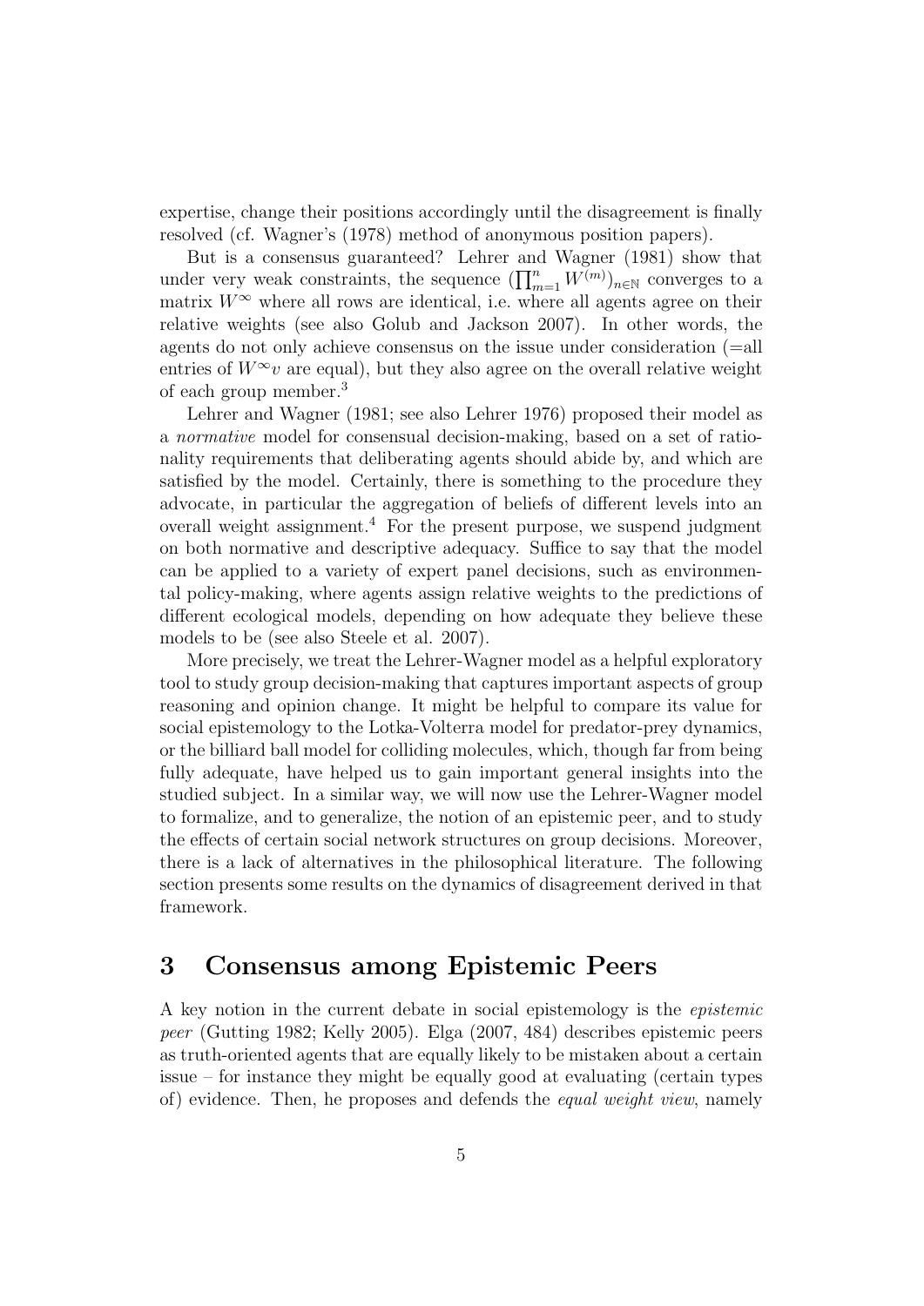expertise, change their positions accordingly until the disagreement is finally resolved (cf. Wagner's (1978) method of anonymous position papers).

But is a consensus guaranteed? Lehrer and Wagner (1981) show that under very weak constraints, the sequence $(\prod_{m=1}^{n} W^{(m)})_{n\in\mathbb{N}}$ converges to a matrix $W^{\infty}$ where all rows are identical, i.e. where all agents agree on their relative weights (see also Golub and Jackson 2007). In other words, the agents do not only achieve consensus on the issue under consideration (=all entries of $W^{\infty}v$ are equal), but they also agree on the overall relative weight of each group member.[3]

Lehrer and Wagner (1981; see also Lehrer 1976) proposed their model as a *normative* model for consensual decision-making, based on a set of rationality requirements that deliberating agents should abide by, and which are satisfied by the model. Certainly, there is something to the procedure they advocate, in particular the aggregation of beliefs of different levels into an overall weight assignment.[4] For the present purpose, we suspend judgment on both normative and descriptive adequacy. Suffice to say that the model can be applied to a variety of expert panel decisions, such as environmental policy-making, where agents assign relative weights to the predictions of different ecological models, depending on how adequate they believe these models to be (see also Steele et al. 2007).

More precisely, we treat the Lehrer-Wagner model as a helpful exploratory tool to study group decision-making that captures important aspects of group reasoning and opinion change. It might be helpful to compare its value for social epistemology to the Lotka-Volterra model for predator-prey dynamics, or the billiard ball model for colliding molecules, which, though far from being fully adequate, have helped us to gain important general insights into the studied subject. In a similar way, we will now use the Lehrer-Wagner model to formalize, and to generalize, the notion of an epistemic peer, and to study the effects of certain social network structures on group decisions. Moreover, there is a lack of alternatives in the philosophical literature. The following section presents some results on the dynamics of disagreement derived in that framework.

# 3 Consensus among Epistemic Peers

A key notion in the current debate in social epistemology is the *epistemic peer* (Gutting 1982; Kelly 2005). Elga (2007, 484) describes epistemic peers as truth-oriented agents that are equally likely to be mistaken about a certain issue – for instance they might be equally good at evaluating (certain types of) evidence. Then, he proposes and defends the *equal weight view*, namely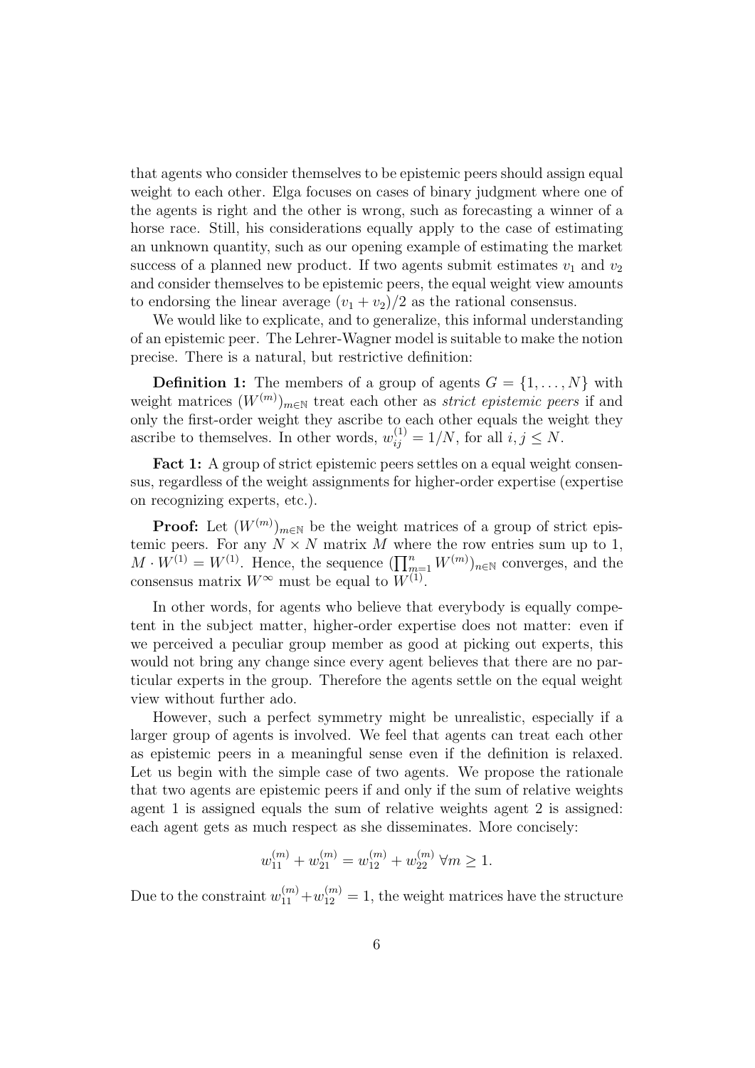that agents who consider themselves to be epistemic peers should assign equal weight to each other. Elga focuses on cases of binary judgment where one of the agents is right and the other is wrong, such as forecasting a winner of a horse race. Still, his considerations equally apply to the case of estimating an unknown quantity, such as our opening example of estimating the market success of a planned new product. If two agents submit estimates $v_1$ and $v_2$ and consider themselves to be epistemic peers, the equal weight view amounts to endorsing the linear average $(v_1 + v_2)/2$ as the rational consensus.

We would like to explicate, and to generalize, this informal understanding of an epistemic peer. The Lehrer-Wagner model is suitable to make the notion precise. There is a natural, but restrictive definition:

**Definition 1:** The members of a group of agents $G = \{1, \dots, N\}$ with weight matrices $(W^{(m)})_{m \in \mathbb{N}}$ treat each other as *strict epistemic peers* if and only the first-order weight they ascribe to each other equals the weight they ascribe to themselves. In other words, $w_{ij}^{(1)} = 1/N$, for all $i, j \leq N$.

**Fact 1:** A group of strict epistemic peers settles on a equal weight consensus, regardless of the weight assignments for higher-order expertise (expertise on recognizing experts, etc.).

**Proof:** Let $(W^{(m)})_{m \in \mathbb{N}}$ be the weight matrices of a group of strict epistemic peers. For any $N \times N$ matrix $M$ where the row entries sum up to 1, $M \cdot W^{(1)} = W^{(1)}$. Hence, the sequence $(\prod_{m=1}^{n} W^{(m)})_{n \in \mathbb{N}}$ converges, and the consensus matrix $W^{\infty}$ must be equal to $W^{(1)}$.

In other words, for agents who believe that everybody is equally competent in the subject matter, higher-order expertise does not matter: even if we perceived a peculiar group member as good at picking out experts, this would not bring any change since every agent believes that there are no particular experts in the group. Therefore the agents settle on the equal weight view without further ado.

However, such a perfect symmetry might be unrealistic, especially if a larger group of agents is involved. We feel that agents can treat each other as epistemic peers in a meaningful sense even if the definition is relaxed. Let us begin with the simple case of two agents. We propose the rationale that two agents are epistemic peers if and only if the sum of relative weights agent 1 is assigned equals the sum of relative weights agent 2 is assigned: each agent gets as much respect as she disseminates. More concisely:

$$w_{11}^{(m)} + w_{21}^{(m)} = w_{12}^{(m)} + w_{22}^{(m)} \; \forall m \geq 1.$$

Due to the constraint $w_{11}^{(m)} + w_{12}^{(m)} = 1$, the weight matrices have the structure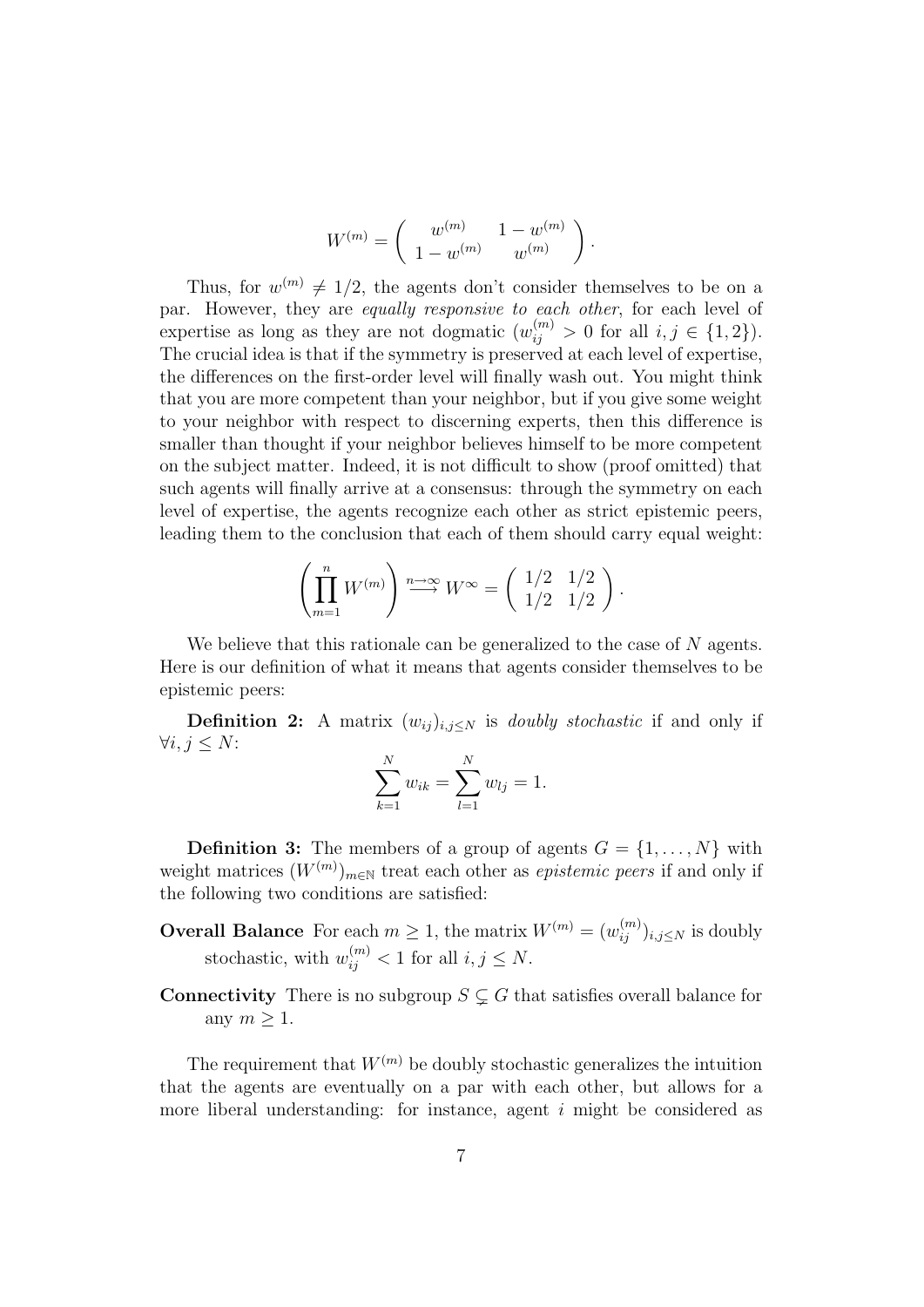$$W^{(m)} = \left( \begin{array}{cc} w^{(m)} & 1 - w^{(m)} \\ 1 - w^{(m)} & w^{(m)} \end{array} \right).$$

Thus, for $w^{(m)} \neq 1/2$, the agents don't consider themselves to be on a par. However, they are *equally responsive to each other*, for each level of expertise as long as they are not dogmatic ($w_{ij}^{(m)} > 0$ for all $i, j \in \{1, 2\}$). The crucial idea is that if the symmetry is preserved at each level of expertise, the differences on the first-order level will finally wash out. You might think that you are more competent than your neighbor, but if you give some weight to your neighbor with respect to discerning experts, then this difference is smaller than thought if your neighbor believes himself to be more competent on the subject matter. Indeed, it is not difficult to show (proof omitted) that such agents will finally arrive at a consensus: through the symmetry on each level of expertise, the agents recognize each other as strict epistemic peers, leading them to the conclusion that each of them should carry equal weight:

$$\left( \prod_{m=1}^{n} W^{(m)} \right) \stackrel{n \to \infty}{\longrightarrow} W^{\infty} = \left( \begin{array}{cc} 1/2 & 1/2 \\ 1/2 & 1/2 \end{array} \right).$$

We believe that this rationale can be generalized to the case of $N$ agents. Here is our definition of what it means that agents consider themselves to be epistemic peers:

**Definition 2:** A matrix $(w_{ij})_{i,j \leq N}$ is *doubly stochastic* if and only if $\forall i, j \leq N$:

$$\sum_{k=1}^{N} w_{ik} = \sum_{l=1}^{N} w_{lj} = 1.$$

**Definition 3:** The members of a group of agents $G = \{1, \ldots, N\}$ with weight matrices $(W^{(m)})_{m \in \mathbb{N}}$ treat each other as *epistemic peers* if and only if the following two conditions are satisfied:

**Overall Balance** For each $m \geq 1$, the matrix $W^{(m)} = (w_{ij}^{(m)})_{i,j \leq N}$ is doubly stochastic, with $w_{ij}^{(m)} < 1$ for all $i, j \leq N$.

**Connectivity** There is no subgroup $S \subsetneq G$ that satisfies overall balance for any $m \geq 1$.

The requirement that $W^{(m)}$ be doubly stochastic generalizes the intuition that the agents are eventually on a par with each other, but allows for a more liberal understanding: for instance, agent $i$ might be considered as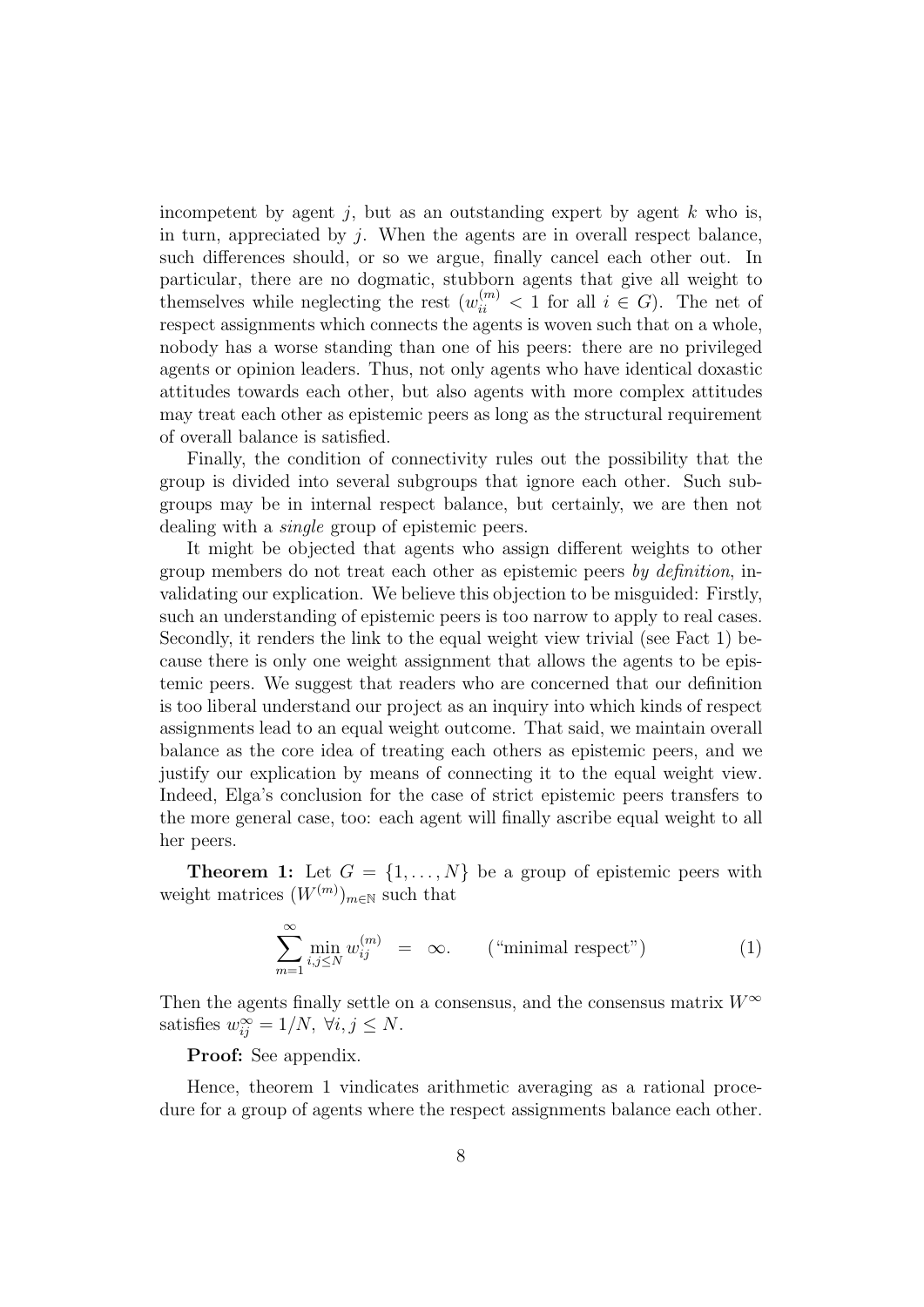incompetent by agent $j$, but as an outstanding expert by agent $k$ who is, in turn, appreciated by $j$. When the agents are in overall respect balance, such differences should, or so we argue, finally cancel each other out. In particular, there are no dogmatic, stubborn agents that give all weight to themselves while neglecting the rest ($w_{ii}^{(m)} < 1$ for all $i \in G$). The net of respect assignments which connects the agents is woven such that on a whole, nobody has a worse standing than one of his peers: there are no privileged agents or opinion leaders. Thus, not only agents who have identical doxastic attitudes towards each other, but also agents with more complex attitudes may treat each other as epistemic peers as long as the structural requirement of overall balance is satisfied.

Finally, the condition of connectivity rules out the possibility that the group is divided into several subgroups that ignore each other. Such subgroups may be in internal respect balance, but certainly, we are then not dealing with a *single* group of epistemic peers.

It might be objected that agents who assign different weights to other group members do not treat each other as epistemic peers *by definition*, invalidating our explication. We believe this objection to be misguided: Firstly, such an understanding of epistemic peers is too narrow to apply to real cases. Secondly, it renders the link to the equal weight view trivial (see Fact 1) because there is only one weight assignment that allows the agents to be epistemic peers. We suggest that readers who are concerned that our definition is too liberal understand our project as an inquiry into which kinds of respect assignments lead to an equal weight outcome. That said, we maintain overall balance as the core idea of treating each others as epistemic peers, and we justify our explication by means of connecting it to the equal weight view. Indeed, Elga's conclusion for the case of strict epistemic peers transfers to the more general case, too: each agent will finally ascribe equal weight to all her peers.

**Theorem 1:** Let $G = \{1, \ldots, N\}$ be a group of epistemic peers with weight matrices $(W^{(m)})_{m \in \mathbb{N}}$ such that

$$\sum_{m=1}^{\infty} \min_{i,j \leq N} w_{ij}^{(m)} \;\; = \;\; \infty. \qquad \text{(“minimal respect”)} \qquad (1)$$

Then the agents finally settle on a consensus, and the consensus matrix $W^{\infty}$ satisfies $w_{ij}^{\infty} = 1/N, \; \forall i, j \leq N$.

**Proof:** See appendix.

Hence, theorem 1 vindicates arithmetic averaging as a rational procedure for a group of agents where the respect assignments balance each other.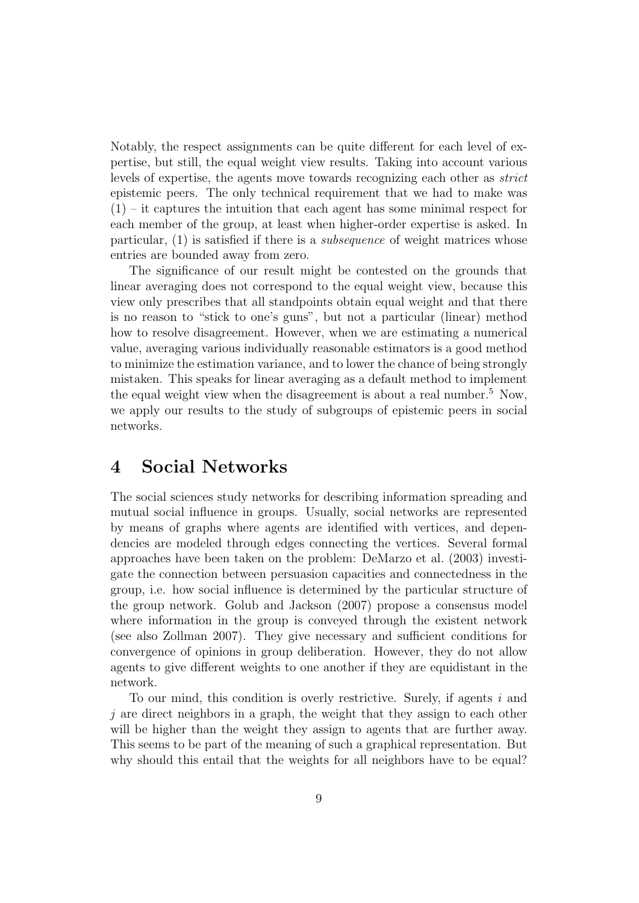Notably, the respect assignments can be quite different for each level of expertise, but still, the equal weight view results. Taking into account various levels of expertise, the agents move towards recognizing each other as *strict* epistemic peers. The only technical requirement that we had to make was (1) – it captures the intuition that each agent has some minimal respect for each member of the group, at least when higher-order expertise is asked. In particular, (1) is satisfied if there is a *subsequence* of weight matrices whose entries are bounded away from zero.

The significance of our result might be contested on the grounds that linear averaging does not correspond to the equal weight view, because this view only prescribes that all standpoints obtain equal weight and that there is no reason to "stick to one's guns", but not a particular (linear) method how to resolve disagreement. However, when we are estimating a numerical value, averaging various individually reasonable estimators is a good method to minimize the estimation variance, and to lower the chance of being strongly mistaken. This speaks for linear averaging as a default method to implement the equal weight view when the disagreement is about a real number.[5] Now, we apply our results to the study of subgroups of epistemic peers in social networks.

# 4 Social Networks

The social sciences study networks for describing information spreading and mutual social influence in groups. Usually, social networks are represented by means of graphs where agents are identified with vertices, and dependencies are modeled through edges connecting the vertices. Several formal approaches have been taken on the problem: DeMarzo et al. (2003) investigate the connection between persuasion capacities and connectedness in the group, i.e. how social influence is determined by the particular structure of the group network. Golub and Jackson (2007) propose a consensus model where information in the group is conveyed through the existent network (see also Zollman 2007). They give necessary and sufficient conditions for convergence of opinions in group deliberation. However, they do not allow agents to give different weights to one another if they are equidistant in the network.

To our mind, this condition is overly restrictive. Surely, if agents $i$ and $j$ are direct neighbors in a graph, the weight that they assign to each other will be higher than the weight they assign to agents that are further away. This seems to be part of the meaning of such a graphical representation. But why should this entail that the weights for all neighbors have to be equal?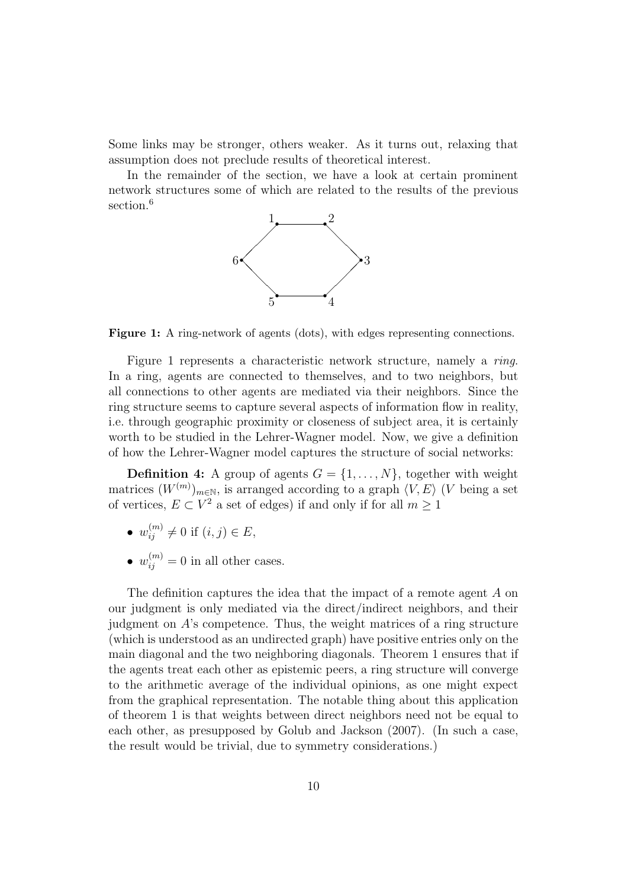Some links may be stronger, others weaker. As it turns out, relaxing that assumption does not preclude results of theoretical interest.

In the remainder of the section, we have a look at certain prominent network structures some of which are related to the results of the previous section.[6]

**Figure 1:** A ring-network of agents (dots), with edges representing connections.

Figure 1 represents a characteristic network structure, namely a *ring*. In a ring, agents are connected to themselves, and to two neighbors, but all connections to other agents are mediated via their neighbors. Since the ring structure seems to capture several aspects of information flow in reality, i.e. through geographic proximity or closeness of subject area, it is certainly worth to be studied in the Lehrer-Wagner model. Now, we give a definition of how the Lehrer-Wagner model captures the structure of social networks:

**Definition 4:** A group of agents $G = \{1, \ldots, N\}$, together with weight matrices $(W^{(m)})_{m \in \mathbb{N}}$, is arranged according to a graph $\langle V, E \rangle$ ($V$ being a set of vertices, $E \subset V^2$ a set of edges) if and only if for all $m \geq 1$

- $w_{ij}^{(m)} \neq 0$ if $(i, j) \in E$,
- $w_{ij}^{(m)} = 0$ in all other cases.

The definition captures the idea that the impact of a remote agent $A$ on our judgment is only mediated via the direct/indirect neighbors, and their judgment on $A$'s competence. Thus, the weight matrices of a ring structure (which is understood as an undirected graph) have positive entries only on the main diagonal and the two neighboring diagonals. Theorem 1 ensures that if the agents treat each other as epistemic peers, a ring structure will converge to the arithmetic average of the individual opinions, as one might expect from the graphical representation. The notable thing about this application of theorem 1 is that weights between direct neighbors need not be equal to each other, as presupposed by Golub and Jackson (2007). (In such a case, the result would be trivial, due to symmetry considerations.)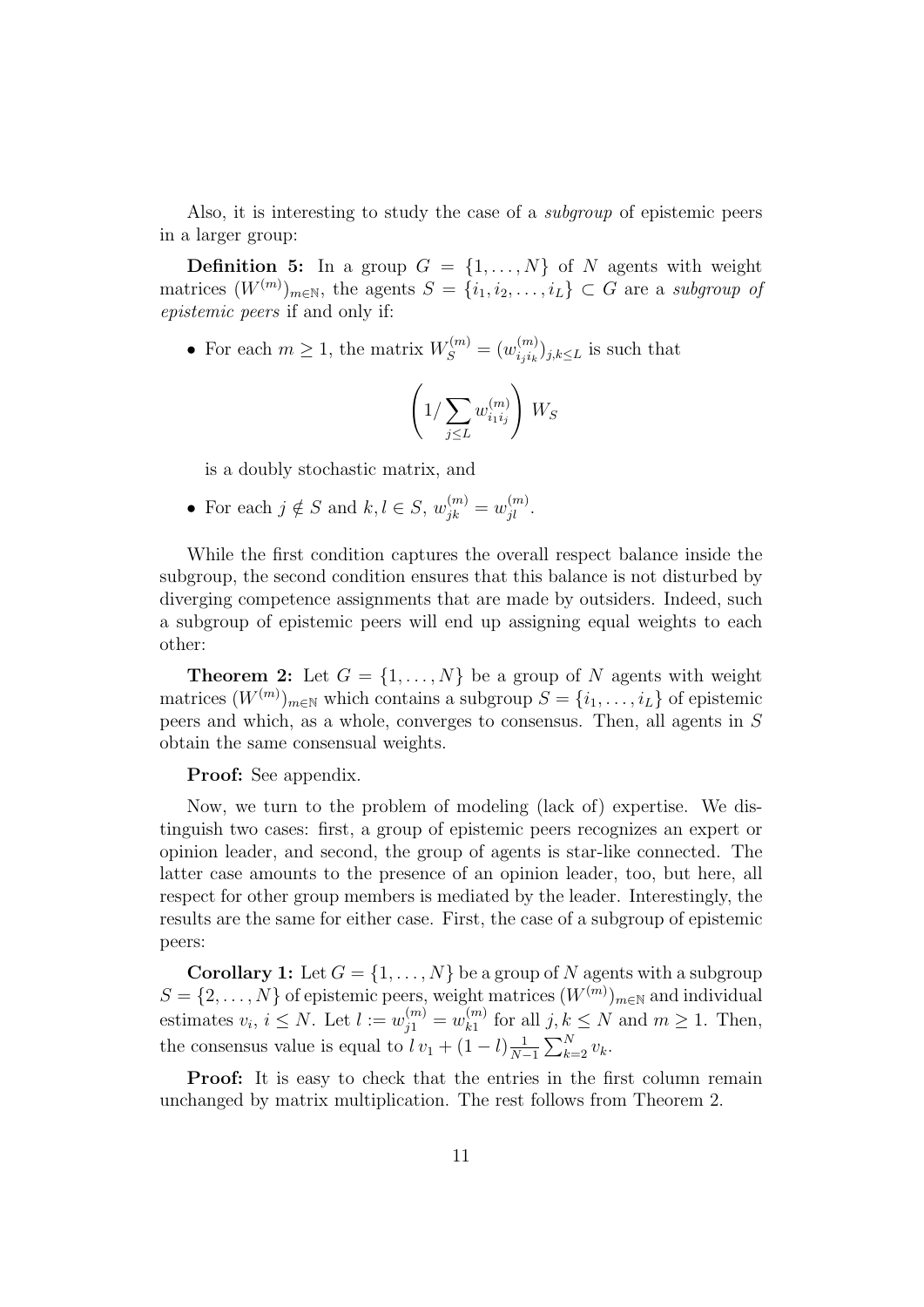Also, it is interesting to study the case of a *subgroup* of epistemic peers in a larger group:

**Definition 5:** In a group $G = \{1, \ldots, N\}$ of $N$ agents with weight matrices $(W^{(m)})_{m \in \mathbb{N}}$, the agents $S = \{i_1, i_2, \ldots, i_L\} \subset G$ are a *subgroup of epistemic peers* if and only if:

- For each $m \geq 1$, the matrix $W_S^{(m)} = (w_{i_j i_k}^{(m)})_{j,k \leq L}$ is such that

$$\left( 1 / \sum_{j \leq L} w_{i_1 i_j}^{(m)} \right) W_S$$

  is a doubly stochastic matrix, and

- For each $j \notin S$ and $k, l \in S$, $w_{jk}^{(m)} = w_{jl}^{(m)}$.

While the first condition captures the overall respect balance inside the subgroup, the second condition ensures that this balance is not disturbed by diverging competence assignments that are made by outsiders. Indeed, such a subgroup of epistemic peers will end up assigning equal weights to each other:

**Theorem 2:** Let $G = \{1, \ldots, N\}$ be a group of $N$ agents with weight matrices $(W^{(m)})_{m \in \mathbb{N}}$ which contains a subgroup $S = \{i_1, \ldots, i_L\}$ of epistemic peers and which, as a whole, converges to consensus. Then, all agents in $S$ obtain the same consensual weights.

**Proof:** See appendix.

Now, we turn to the problem of modeling (lack of) expertise. We distinguish two cases: first, a group of epistemic peers recognizes an expert or opinion leader, and second, the group of agents is star-like connected. The latter case amounts to the presence of an opinion leader, too, but here, all respect for other group members is mediated by the leader. Interestingly, the results are the same for either case. First, the case of a subgroup of epistemic peers:

**Corollary 1:** Let $G = \{1, \ldots, N\}$ be a group of $N$ agents with a subgroup $S = \{2, \ldots, N\}$ of epistemic peers, weight matrices $(W^{(m)})_{m \in \mathbb{N}}$ and individual estimates $v_i$, $i \leq N$. Let $l := w_{j1}^{(m)} = w_{k1}^{(m)}$ for all $j, k \leq N$ and $m \geq 1$. Then, the consensus value is equal to $l\, v_1 + (1 - l) \frac{1}{N-1} \sum_{k=2}^{N} v_k$.

**Proof:** It is easy to check that the entries in the first column remain unchanged by matrix multiplication. The rest follows from Theorem 2.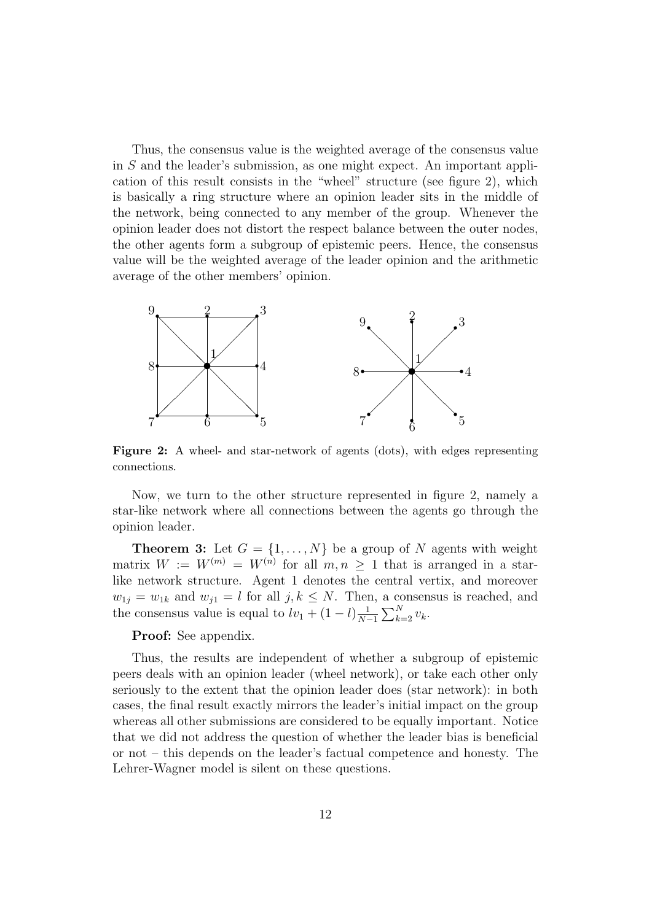Thus, the consensus value is the weighted average of the consensus value in $S$ and the leader's submission, as one might expect. An important application of this result consists in the "wheel" structure (see figure 2), which is basically a ring structure where an opinion leader sits in the middle of the network, being connected to any member of the group. Whenever the opinion leader does not distort the respect balance between the outer nodes, the other agents form a subgroup of epistemic peers. Hence, the consensus value will be the weighted average of the leader opinion and the arithmetic average of the other members' opinion.

**Figure 2:** A wheel- and star-network of agents (dots), with edges representing connections.

Now, we turn to the other structure represented in figure 2, namely a star-like network where all connections between the agents go through the opinion leader.

**Theorem 3:** Let $G = \{1, \ldots, N\}$ be a group of $N$ agents with weight matrix $W := W^{(m)} = W^{(n)}$ for all $m, n \geq 1$ that is arranged in a star-like network structure. Agent 1 denotes the central vertix, and moreover $w_{1j} = w_{1k}$ and $w_{j1} = l$ for all $j, k \leq N$. Then, a consensus is reached, and the consensus value is equal to $lv_1 + (1-l)\frac{1}{N-1}\sum_{k=2}^{N} v_k$.

**Proof:** See appendix.

Thus, the results are independent of whether a subgroup of epistemic peers deals with an opinion leader (wheel network), or take each other only seriously to the extent that the opinion leader does (star network): in both cases, the final result exactly mirrors the leader's initial impact on the group whereas all other submissions are considered to be equally important. Notice that we did not address the question of whether the leader bias is beneficial or not – this depends on the leader's factual competence and honesty. The Lehrer-Wagner model is silent on these questions.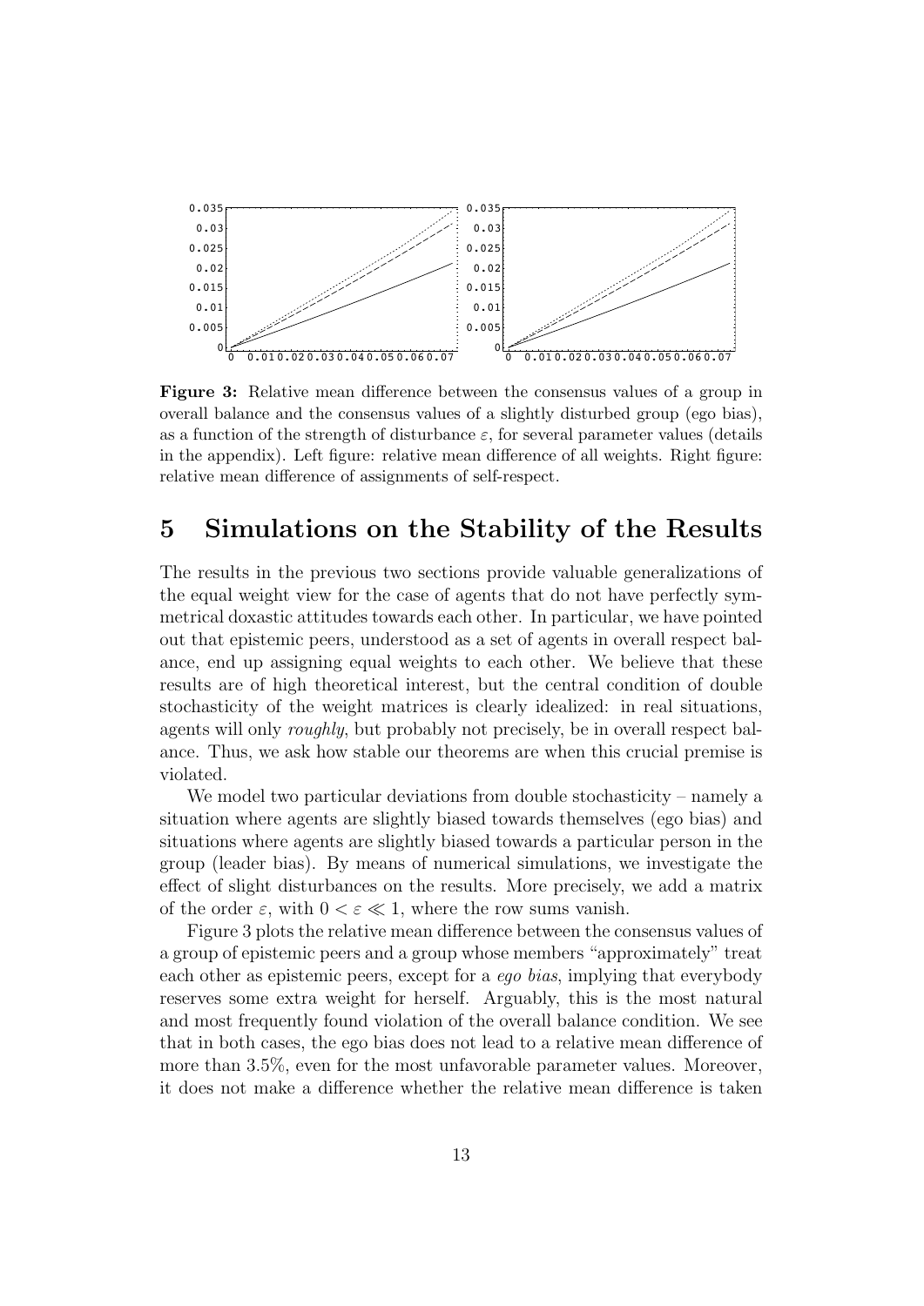**Figure 3:** Relative mean difference between the consensus values of a group in overall balance and the consensus values of a slightly disturbed group (ego bias), as a function of the strength of disturbance $\varepsilon$, for several parameter values (details in the appendix). Left figure: relative mean difference of all weights. Right figure: relative mean difference of assignments of self-respect.

# 5 Simulations on the Stability of the Results

The results in the previous two sections provide valuable generalizations of the equal weight view for the case of agents that do not have perfectly symmetrical doxastic attitudes towards each other. In particular, we have pointed out that epistemic peers, understood as a set of agents in overall respect balance, end up assigning equal weights to each other. We believe that these results are of high theoretical interest, but the central condition of double stochasticity of the weight matrices is clearly idealized: in real situations, agents will only *roughly*, but probably not precisely, be in overall respect balance. Thus, we ask how stable our theorems are when this crucial premise is violated.

We model two particular deviations from double stochasticity – namely a situation where agents are slightly biased towards themselves (ego bias) and situations where agents are slightly biased towards a particular person in the group (leader bias). By means of numerical simulations, we investigate the effect of slight disturbances on the results. More precisely, we add a matrix of the order $\varepsilon$, with $0 < \varepsilon \ll 1$, where the row sums vanish.

Figure 3 plots the relative mean difference between the consensus values of a group of epistemic peers and a group whose members "approximately" treat each other as epistemic peers, except for a *ego bias*, implying that everybody reserves some extra weight for herself. Arguably, this is the most natural and most frequently found violation of the overall balance condition. We see that in both cases, the ego bias does not lead to a relative mean difference of more than 3.5%, even for the most unfavorable parameter values. Moreover, it does not make a difference whether the relative mean difference is taken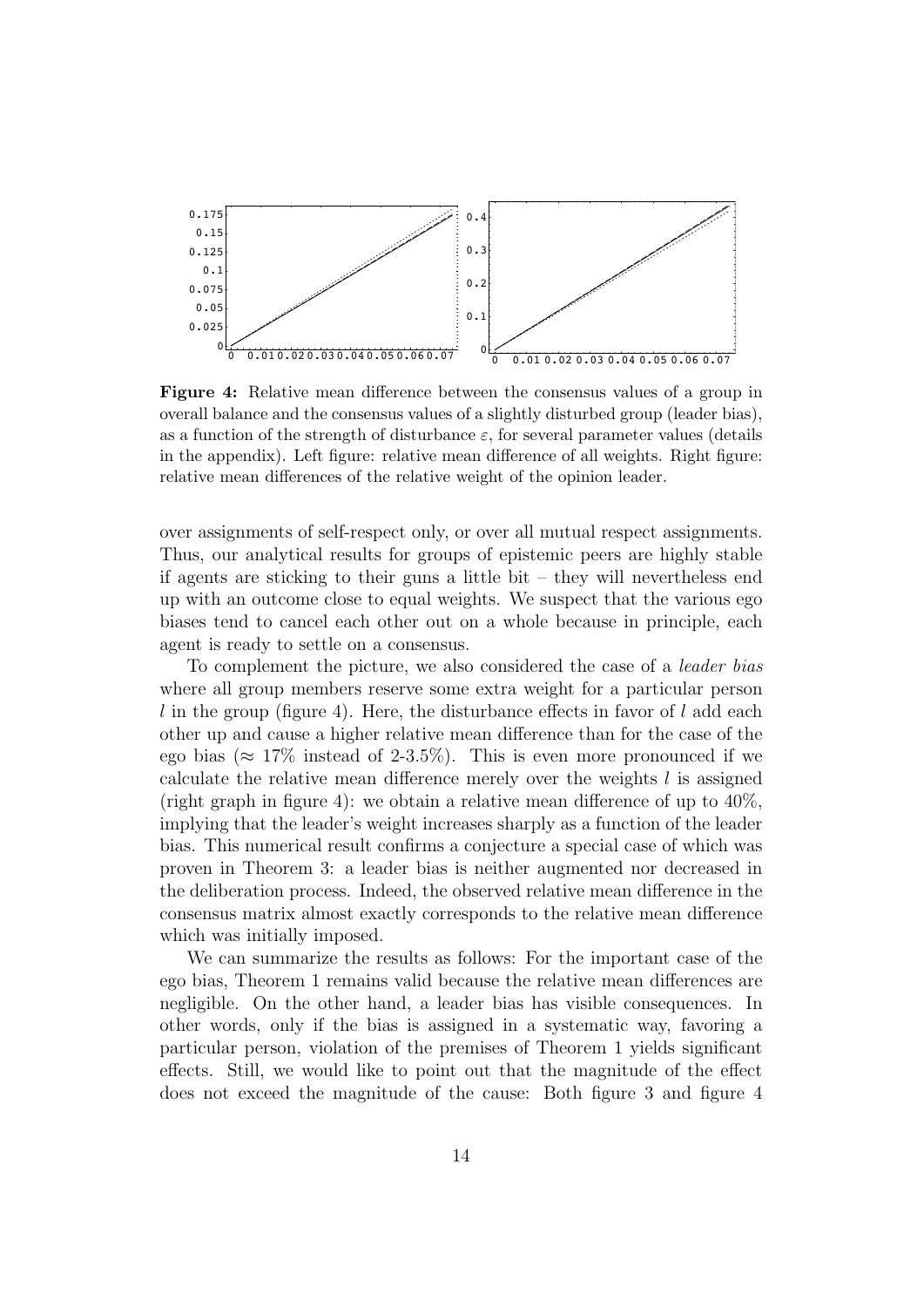**Figure 4:** Relative mean difference between the consensus values of a group in overall balance and the consensus values of a slightly disturbed group (leader bias), as a function of the strength of disturbance $\varepsilon$, for several parameter values (details in the appendix). Left figure: relative mean difference of all weights. Right figure: relative mean differences of the relative weight of the opinion leader.

over assignments of self-respect only, or over all mutual respect assignments. Thus, our analytical results for groups of epistemic peers are highly stable if agents are sticking to their guns a little bit – they will nevertheless end up with an outcome close to equal weights. We suspect that the various ego biases tend to cancel each other out on a whole because in principle, each agent is ready to settle on a consensus.

To complement the picture, we also considered the case of a *leader bias* where all group members reserve some extra weight for a particular person $l$ in the group (figure 4). Here, the disturbance effects in favor of $l$ add each other up and cause a higher relative mean difference than for the case of the ego bias ($\approx 17\%$ instead of 2-3.5%). This is even more pronounced if we calculate the relative mean difference merely over the weights $l$ is assigned (right graph in figure 4): we obtain a relative mean difference of up to 40%, implying that the leader's weight increases sharply as a function of the leader bias. This numerical result confirms a conjecture a special case of which was proven in Theorem 3: a leader bias is neither augmented nor decreased in the deliberation process. Indeed, the observed relative mean difference in the consensus matrix almost exactly corresponds to the relative mean difference which was initially imposed.

We can summarize the results as follows: For the important case of the ego bias, Theorem 1 remains valid because the relative mean differences are negligible. On the other hand, a leader bias has visible consequences. In other words, only if the bias is assigned in a systematic way, favoring a particular person, violation of the premises of Theorem 1 yields significant effects. Still, we would like to point out that the magnitude of the effect does not exceed the magnitude of the cause: Both figure 3 and figure 4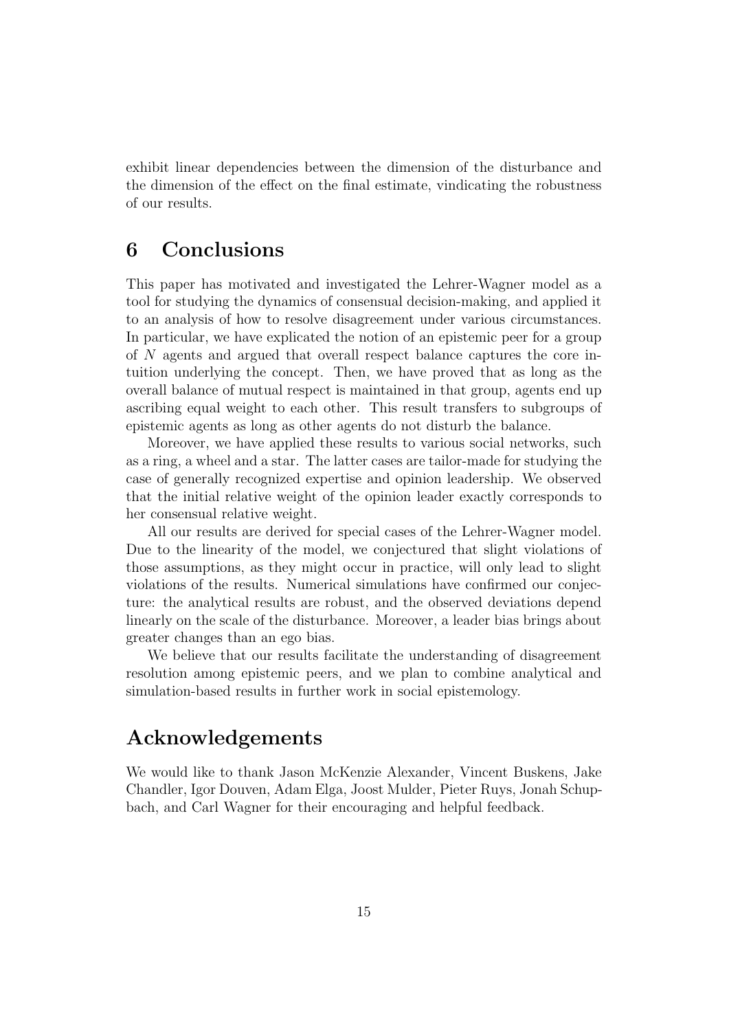exhibit linear dependencies between the dimension of the disturbance and the dimension of the effect on the final estimate, vindicating the robustness of our results.

## 6 Conclusions

This paper has motivated and investigated the Lehrer-Wagner model as a tool for studying the dynamics of consensual decision-making, and applied it to an analysis of how to resolve disagreement under various circumstances. In particular, we have explicated the notion of an epistemic peer for a group of $N$ agents and argued that overall respect balance captures the core intuition underlying the concept. Then, we have proved that as long as the overall balance of mutual respect is maintained in that group, agents end up ascribing equal weight to each other. This result transfers to subgroups of epistemic agents as long as other agents do not disturb the balance.

Moreover, we have applied these results to various social networks, such as a ring, a wheel and a star. The latter cases are tailor-made for studying the case of generally recognized expertise and opinion leadership. We observed that the initial relative weight of the opinion leader exactly corresponds to her consensual relative weight.

All our results are derived for special cases of the Lehrer-Wagner model. Due to the linearity of the model, we conjectured that slight violations of those assumptions, as they might occur in practice, will only lead to slight violations of the results. Numerical simulations have confirmed our conjecture: the analytical results are robust, and the observed deviations depend linearly on the scale of the disturbance. Moreover, a leader bias brings about greater changes than an ego bias.

We believe that our results facilitate the understanding of disagreement resolution among epistemic peers, and we plan to combine analytical and simulation-based results in further work in social epistemology.

## Acknowledgements

We would like to thank Jason McKenzie Alexander, Vincent Buskens, Jake Chandler, Igor Douven, Adam Elga, Joost Mulder, Pieter Ruys, Jonah Schupbach, and Carl Wagner for their encouraging and helpful feedback.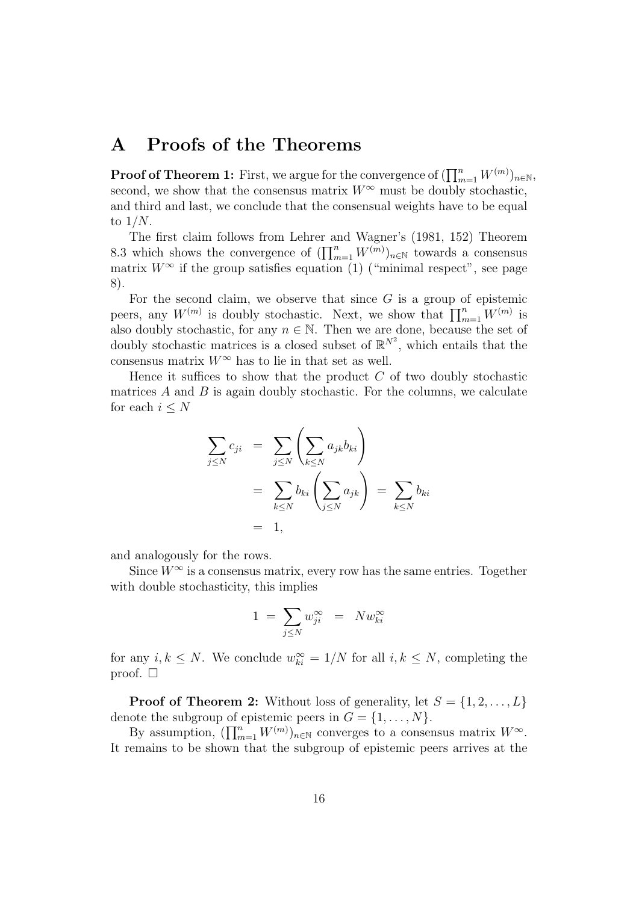# A Proofs of the Theorems

**Proof of Theorem 1:** First, we argue for the convergence of $(\prod_{m=1}^{n} W^{(m)})_{n\in\mathbb{N}}$, second, we show that the consensus matrix $W^\infty$ must be doubly stochastic, and third and last, we conclude that the consensual weights have to be equal to $1/N$.

The first claim follows from Lehrer and Wagner's (1981, 152) Theorem 8.3 which shows the convergence of $(\prod_{m=1}^{n} W^{(m)})_{n\in\mathbb{N}}$ towards a consensus matrix $W^\infty$ if the group satisfies equation (1) ("minimal respect", see page 8).

For the second claim, we observe that since $G$ is a group of epistemic peers, any $W^{(m)}$ is doubly stochastic. Next, we show that $\prod_{m=1}^{n} W^{(m)}$ is also doubly stochastic, for any $n \in \mathbb{N}$. Then we are done, because the set of doubly stochastic matrices is a closed subset of $\mathbb{R}^{N^2}$, which entails that the consensus matrix $W^\infty$ has to lie in that set as well.

Hence it suffices to show that the product $C$ of two doubly stochastic matrices $A$ and $B$ is again doubly stochastic. For the columns, we calculate for each $i \le N$

$$
\begin{aligned}
\sum_{j\le N} c_{ji} &= \sum_{j\le N} \left( \sum_{k\le N} a_{jk} b_{ki} \right) \\
&= \sum_{k\le N} b_{ki} \left( \sum_{j\le N} a_{jk} \right) = \sum_{k\le N} b_{ki} \\
&= 1,
\end{aligned}
$$

and analogously for the rows.

Since $W^\infty$ is a consensus matrix, every row has the same entries. Together with double stochasticity, this implies

$$
1 = \sum_{j\le N} w^\infty_{ji} = N w^\infty_{ki}
$$

for any $i, k \le N$. We conclude $w^\infty_{ki} = 1/N$ for all $i, k \le N$, completing the proof. □

**Proof of Theorem 2:** Without loss of generality, let $S = \{1, 2, \dots, L\}$ denote the subgroup of epistemic peers in $G = \{1, \dots, N\}$.

By assumption, $(\prod_{m=1}^{n} W^{(m)})_{n\in\mathbb{N}}$ converges to a consensus matrix $W^\infty$. It remains to be shown that the subgroup of epistemic peers arrives at the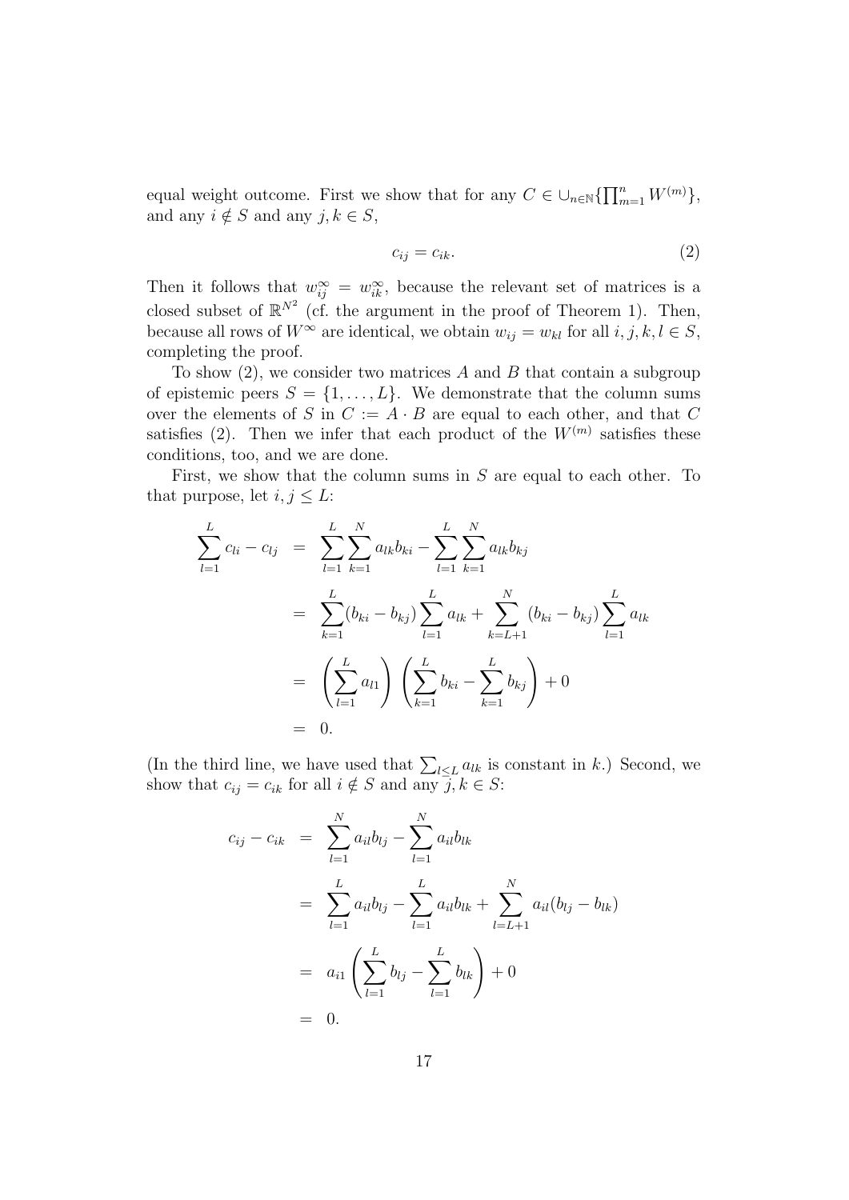equal weight outcome. First we show that for any $C \in \cup_{n\in\mathbb{N}}\{\prod_{m=1}^{n} W^{(m)}\}$, and any $i \notin S$ and any $j, k \in S$,

$$c_{ij} = c_{ik}. \tag{2}$$

Then it follows that $w_{ij}^{\infty} = w_{ik}^{\infty}$, because the relevant set of matrices is a closed subset of $\mathbb{R}^{N^2}$ (cf. the argument in the proof of Theorem 1). Then, because all rows of $W^{\infty}$ are identical, we obtain $w_{ij} = w_{kl}$ for all $i, j, k, l \in S$, completing the proof.

To show (2), we consider two matrices $A$ and $B$ that contain a subgroup of epistemic peers $S = \{1, \ldots, L\}$. We demonstrate that the column sums over the elements of $S$ in $C := A \cdot B$ are equal to each other, and that $C$ satisfies (2). Then we infer that each product of the $W^{(m)}$ satisfies these conditions, too, and we are done.

First, we show that the column sums in $S$ are equal to each other. To that purpose, let $i, j \leq L$:

$$\begin{aligned}
\sum_{l=1}^{L} c_{li} - c_{lj} &= \sum_{l=1}^{L}\sum_{k=1}^{N} a_{lk}b_{ki} - \sum_{l=1}^{L}\sum_{k=1}^{N} a_{lk}b_{kj} \\
&= \sum_{k=1}^{L}(b_{ki} - b_{kj})\sum_{l=1}^{L} a_{lk} + \sum_{k=L+1}^{N}(b_{ki} - b_{kj})\sum_{l=1}^{L} a_{lk} \\
&= \left(\sum_{l=1}^{L} a_{l1}\right)\left(\sum_{k=1}^{L} b_{ki} - \sum_{k=1}^{L} b_{kj}\right) + 0 \\
&= 0.
\end{aligned}$$

(In the third line, we have used that $\sum_{l\leq L} a_{lk}$ is constant in $k$.) Second, we show that $c_{ij} = c_{ik}$ for all $i \notin S$ and any $j, k \in S$:

$$\begin{aligned}
c_{ij} - c_{ik} &= \sum_{l=1}^{N} a_{il}b_{lj} - \sum_{l=1}^{N} a_{il}b_{lk} \\
&= \sum_{l=1}^{L} a_{il}b_{lj} - \sum_{l=1}^{L} a_{il}b_{lk} + \sum_{l=L+1}^{N} a_{il}(b_{lj} - b_{lk}) \\
&= a_{i1}\left(\sum_{l=1}^{L} b_{lj} - \sum_{l=1}^{L} b_{lk}\right) + 0 \\
&= 0.
\end{aligned}$$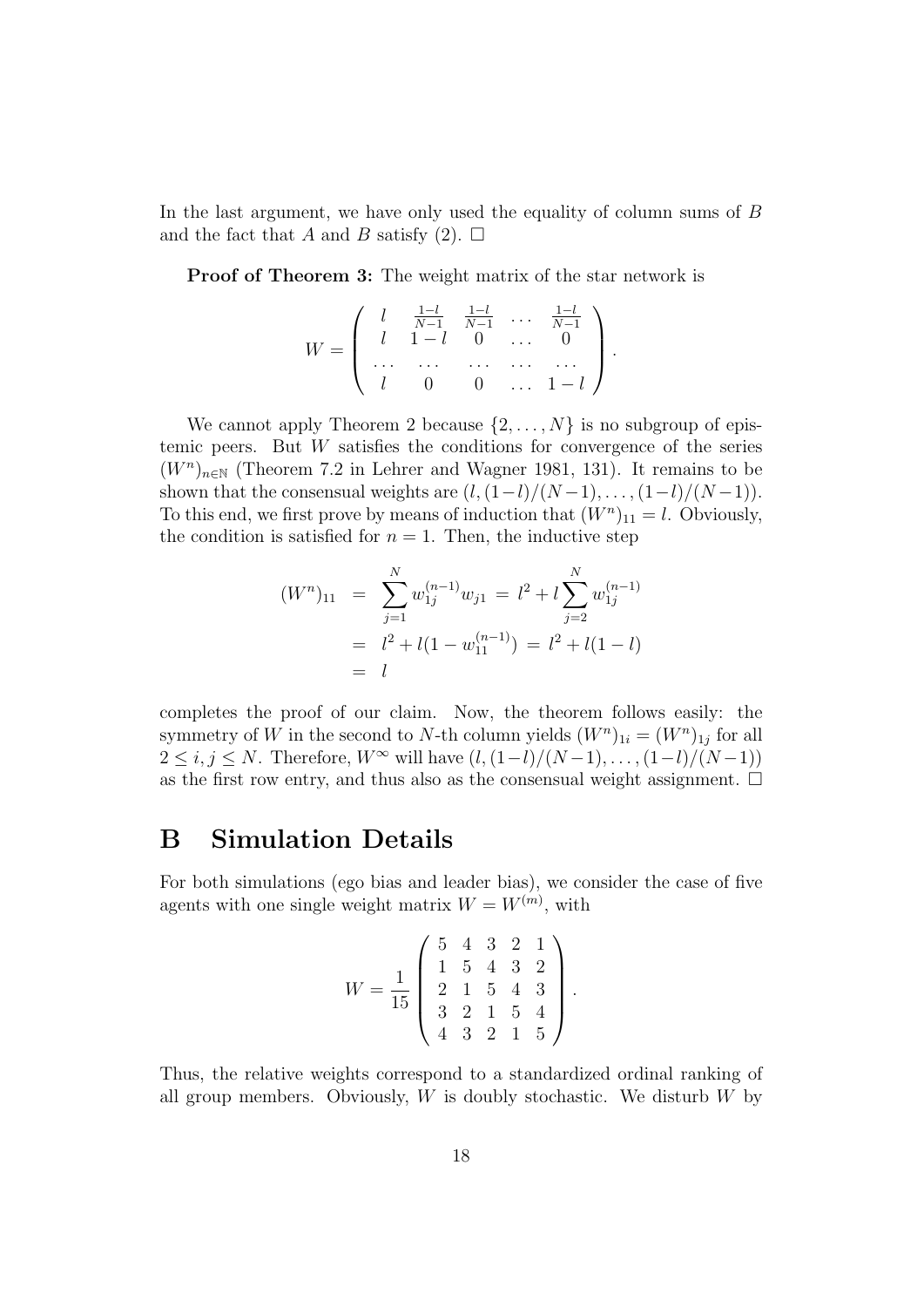In the last argument, we have only used the equality of column sums of $B$ and the fact that $A$ and $B$ satisfy (2). $\square$

**Proof of Theorem 3:** The weight matrix of the star network is

$$W = \begin{pmatrix} l & \frac{1-l}{N-1} & \frac{1-l}{N-1} & \dots & \frac{1-l}{N-1} \\ l & 1-l & 0 & \dots & 0 \\ \dots & \dots & \dots & \dots & \dots \\ l & 0 & 0 & \dots & 1-l \end{pmatrix}.$$

We cannot apply Theorem 2 because $\{2, \dots, N\}$ is no subgroup of epistemic peers. But $W$ satisfies the conditions for convergence of the series $(W^n)_{n \in \mathbb{N}}$ (Theorem 7.2 in Lehrer and Wagner 1981, 131). It remains to be shown that the consensual weights are $(l, (1-l)/(N-1), \dots, (1-l)/(N-1))$. To this end, we first prove by means of induction that $(W^n)_{11} = l$. Obviously, the condition is satisfied for $n = 1$. Then, the inductive step

$$\begin{aligned}
(W^n)_{11} &= \sum_{j=1}^{N} w_{1j}^{(n-1)} w_{j1} = l^2 + l \sum_{j=2}^{N} w_{1j}^{(n-1)} \\
&= l^2 + l(1 - w_{11}^{(n-1)}) = l^2 + l(1-l) \\
&= l
\end{aligned}$$

completes the proof of our claim. Now, the theorem follows easily: the symmetry of $W$ in the second to $N$-th column yields $(W^n)_{1i} = (W^n)_{1j}$ for all $2 \le i, j \le N$. Therefore, $W^\infty$ will have $(l, (1-l)/(N-1), \dots, (1-l)/(N-1))$ as the first row entry, and thus also as the consensual weight assignment. $\square$

# B Simulation Details

For both simulations (ego bias and leader bias), we consider the case of five agents with one single weight matrix $W = W^{(m)}$, with

$$W = \frac{1}{15} \begin{pmatrix} 5 & 4 & 3 & 2 & 1 \\ 1 & 5 & 4 & 3 & 2 \\ 2 & 1 & 5 & 4 & 3 \\ 3 & 2 & 1 & 5 & 4 \\ 4 & 3 & 2 & 1 & 5 \end{pmatrix}.$$

Thus, the relative weights correspond to a standardized ordinal ranking of all group members. Obviously, $W$ is doubly stochastic. We disturb $W$ by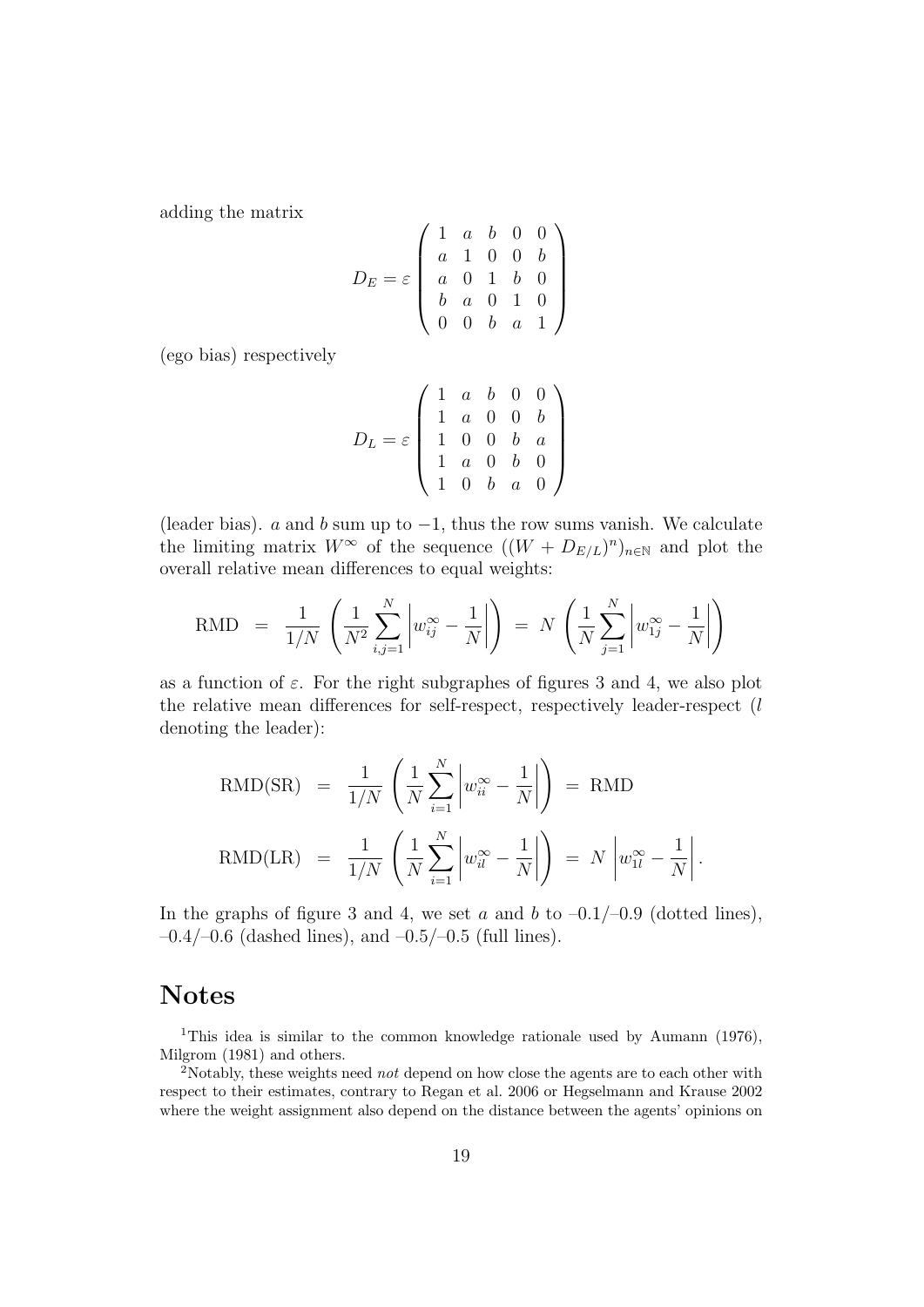adding the matrix

$$
D_E = \varepsilon \begin{pmatrix} 1 & a & b & 0 & 0 \\ a & 1 & 0 & 0 & b \\ a & 0 & 1 & b & 0 \\ b & a & 0 & 1 & 0 \\ 0 & 0 & b & a & 1 \end{pmatrix}
$$

(ego bias) respectively

$$
D_L = \varepsilon \begin{pmatrix} 1 & a & b & 0 & 0 \\ 1 & a & 0 & 0 & b \\ 1 & 0 & 0 & b & a \\ 1 & a & 0 & b & 0 \\ 1 & 0 & b & a & 0 \end{pmatrix}
$$

(leader bias). $a$ and $b$ sum up to $-1$, thus the row sums vanish. We calculate the limiting matrix $W^{\infty}$ of the sequence $((W + D_{E/L})^n)_{n \in \mathbb{N}}$ and plot the overall relative mean differences to equal weights:

$$
\text{RMD} \;=\; \frac{1}{1/N} \left( \frac{1}{N^2} \sum_{i,j=1}^{N} \left| w_{ij}^{\infty} - \frac{1}{N} \right| \right) \;=\; N \left( \frac{1}{N} \sum_{j=1}^{N} \left| w_{1j}^{\infty} - \frac{1}{N} \right| \right)
$$

as a function of $\varepsilon$. For the right subgraphes of figures 3 and 4, we also plot the relative mean differences for self-respect, respectively leader-respect ($l$ denoting the leader):

$$
\text{RMD(SR)} \;=\; \frac{1}{1/N} \left( \frac{1}{N} \sum_{i=1}^{N} \left| w_{ii}^{\infty} - \frac{1}{N} \right| \right) \;=\; \text{RMD}
$$

$$
\text{RMD(LR)} \;=\; \frac{1}{1/N} \left( \frac{1}{N} \sum_{i=1}^{N} \left| w_{il}^{\infty} - \frac{1}{N} \right| \right) \;=\; N \left| w_{1l}^{\infty} - \frac{1}{N} \right| .
$$

In the graphs of figure 3 and 4, we set $a$ and $b$ to –0.1/–0.9 (dotted lines), –0.4/–0.6 (dashed lines), and –0.5/–0.5 (full lines).

# Notes

[1]This idea is similar to the common knowledge rationale used by Aumann (1976), Milgrom (1981) and others.

[2]Notably, these weights need *not* depend on how close the agents are to each other with respect to their estimates, contrary to Regan et al. 2006 or Hegselmann and Krause 2002 where the weight assignment also depend on the distance between the agents' opinions on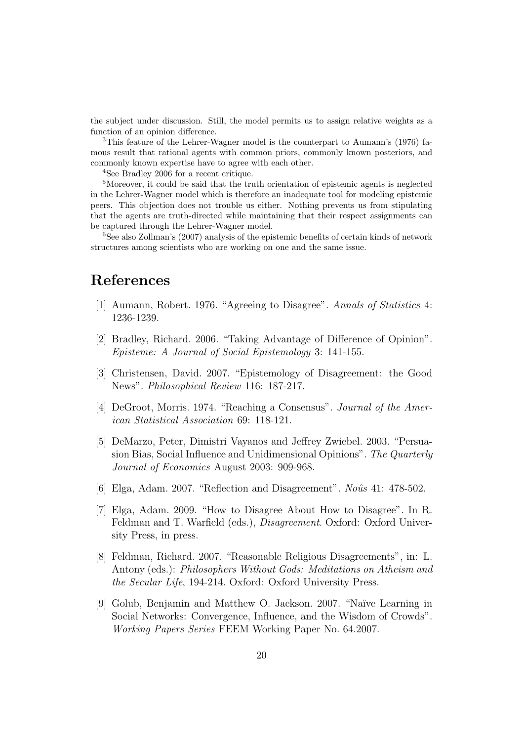the subject under discussion. Still, the model permits us to assign relative weights as a function of an opinion difference.

[3]This feature of the Lehrer-Wagner model is the counterpart to Aumann's (1976) famous result that rational agents with common priors, commonly known posteriors, and commonly known expertise have to agree with each other.

[4]See Bradley 2006 for a recent critique.

[5]Moreover, it could be said that the truth orientation of epistemic agents is neglected in the Lehrer-Wagner model which is therefore an inadequate tool for modeling epistemic peers. This objection does not trouble us either. Nothing prevents us from stipulating that the agents are truth-directed while maintaining that their respect assignments can be captured through the Lehrer-Wagner model.

[6]See also Zollman's (2007) analysis of the epistemic benefits of certain kinds of network structures among scientists who are working on one and the same issue.

# References

[1] Aumann, Robert. 1976. "Agreeing to Disagree". *Annals of Statistics* 4: 1236-1239.

[2] Bradley, Richard. 2006. "Taking Advantage of Difference of Opinion". *Episteme: A Journal of Social Epistemology* 3: 141-155.

[3] Christensen, David. 2007. "Epistemology of Disagreement: the Good News". *Philosophical Review* 116: 187-217.

[4] DeGroot, Morris. 1974. "Reaching a Consensus". *Journal of the American Statistical Association* 69: 118-121.

[5] DeMarzo, Peter, Dimistri Vayanos and Jeffrey Zwiebel. 2003. "Persuasion Bias, Social Influence and Unidimensional Opinions". *The Quarterly Journal of Economics* August 2003: 909-968.

[6] Elga, Adam. 2007. "Reflection and Disagreement". *Noûs* 41: 478-502.

[7] Elga, Adam. 2009. "How to Disagree About How to Disagree". In R. Feldman and T. Warfield (eds.), *Disagreement*. Oxford: Oxford University Press, in press.

[8] Feldman, Richard. 2007. "Reasonable Religious Disagreements", in: L. Antony (eds.): *Philosophers Without Gods: Meditations on Atheism and the Secular Life*, 194-214. Oxford: Oxford University Press.

[9] Golub, Benjamin and Matthew O. Jackson. 2007. "Naïve Learning in Social Networks: Convergence, Influence, and the Wisdom of Crowds". *Working Papers Series* FEEM Working Paper No. 64.2007.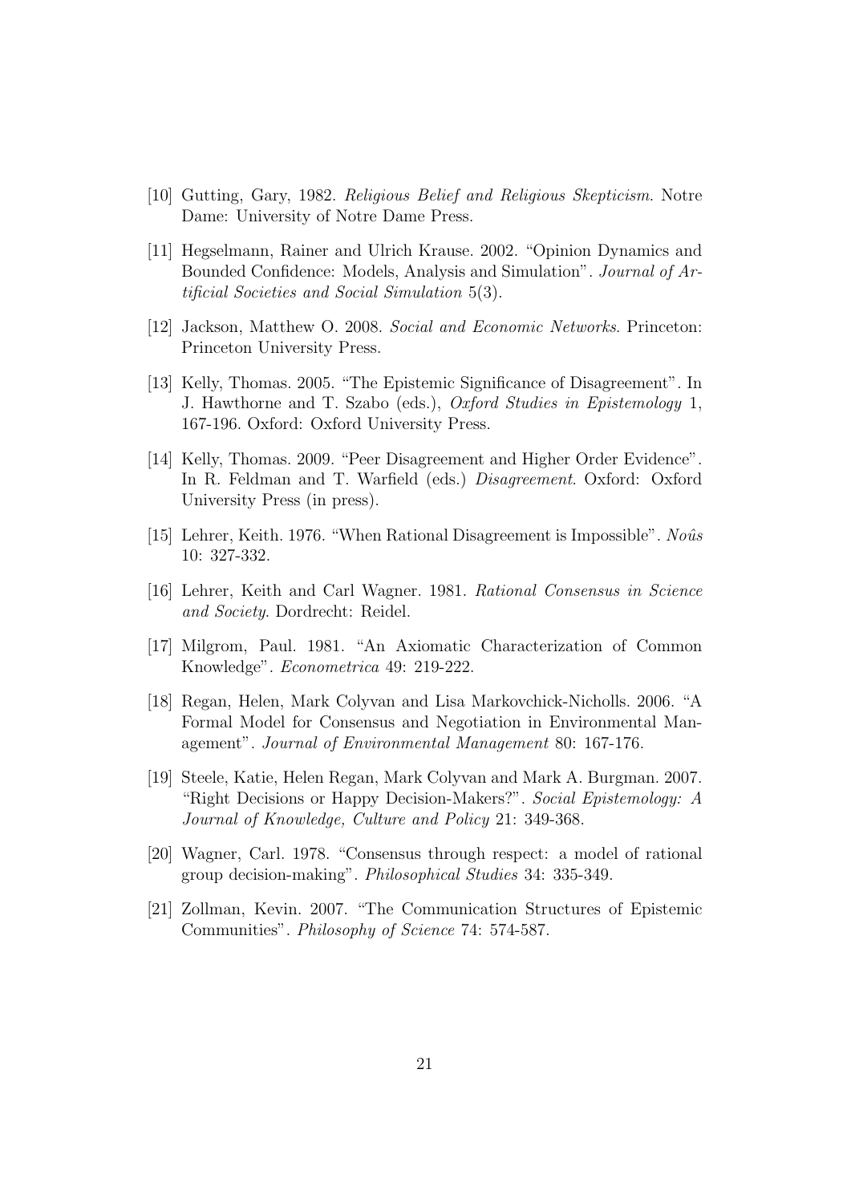[10] Gutting, Gary, 1982. *Religious Belief and Religious Skepticism*. Notre Dame: University of Notre Dame Press.

[11] Hegselmann, Rainer and Ulrich Krause. 2002. "Opinion Dynamics and Bounded Confidence: Models, Analysis and Simulation". *Journal of Artificial Societies and Social Simulation* 5(3).

[12] Jackson, Matthew O. 2008. *Social and Economic Networks*. Princeton: Princeton University Press.

[13] Kelly, Thomas. 2005. "The Epistemic Significance of Disagreement". In J. Hawthorne and T. Szabo (eds.), *Oxford Studies in Epistemology* 1, 167-196. Oxford: Oxford University Press.

[14] Kelly, Thomas. 2009. "Peer Disagreement and Higher Order Evidence". In R. Feldman and T. Warfield (eds.) *Disagreement*. Oxford: Oxford University Press (in press).

[15] Lehrer, Keith. 1976. "When Rational Disagreement is Impossible". *Noûs* 10: 327-332.

[16] Lehrer, Keith and Carl Wagner. 1981. *Rational Consensus in Science and Society*. Dordrecht: Reidel.

[17] Milgrom, Paul. 1981. "An Axiomatic Characterization of Common Knowledge". *Econometrica* 49: 219-222.

[18] Regan, Helen, Mark Colyvan and Lisa Markovchick-Nicholls. 2006. "A Formal Model for Consensus and Negotiation in Environmental Management". *Journal of Environmental Management* 80: 167-176.

[19] Steele, Katie, Helen Regan, Mark Colyvan and Mark A. Burgman. 2007. "Right Decisions or Happy Decision-Makers?". *Social Epistemology: A Journal of Knowledge, Culture and Policy* 21: 349-368.

[20] Wagner, Carl. 1978. "Consensus through respect: a model of rational group decision-making". *Philosophical Studies* 34: 335-349.

[21] Zollman, Kevin. 2007. "The Communication Structures of Epistemic Communities". *Philosophy of Science* 74: 574-587.